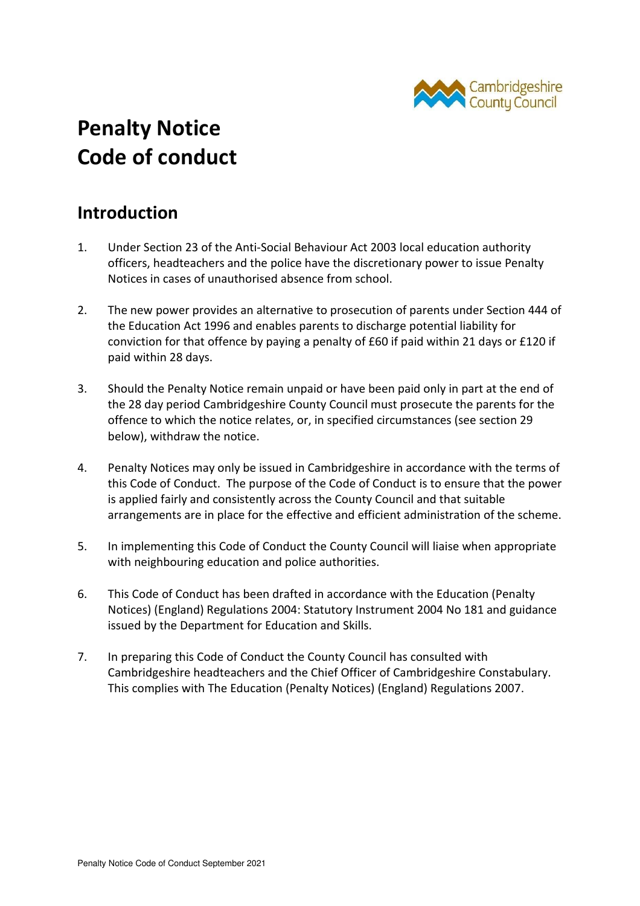# Penalty Notice
# Code of conduct

## Introduction

1. Under Section 23 of the Anti-Social Behaviour Act 2003 local education authority officers, headteachers and the police have the discretionary power to issue Penalty Notices in cases of unauthorised absence from school.

2. The new power provides an alternative to prosecution of parents under Section 444 of the Education Act 1996 and enables parents to discharge potential liability for conviction for that offence by paying a penalty of £60 if paid within 21 days or £120 if paid within 28 days.

3. Should the Penalty Notice remain unpaid or have been paid only in part at the end of the 28 day period Cambridgeshire County Council must prosecute the parents for the offence to which the notice relates, or, in specified circumstances (see section 29 below), withdraw the notice.

4. Penalty Notices may only be issued in Cambridgeshire in accordance with the terms of this Code of Conduct. The purpose of the Code of Conduct is to ensure that the power is applied fairly and consistently across the County Council and that suitable arrangements are in place for the effective and efficient administration of the scheme.

5. In implementing this Code of Conduct the County Council will liaise when appropriate with neighbouring education and police authorities.

6. This Code of Conduct has been drafted in accordance with the Education (Penalty Notices) (England) Regulations 2004: Statutory Instrument 2004 No 181 and guidance issued by the Department for Education and Skills.

7. In preparing this Code of Conduct the County Council has consulted with Cambridgeshire headteachers and the Chief Officer of Cambridgeshire Constabulary. This complies with The Education (Penalty Notices) (England) Regulations 2007.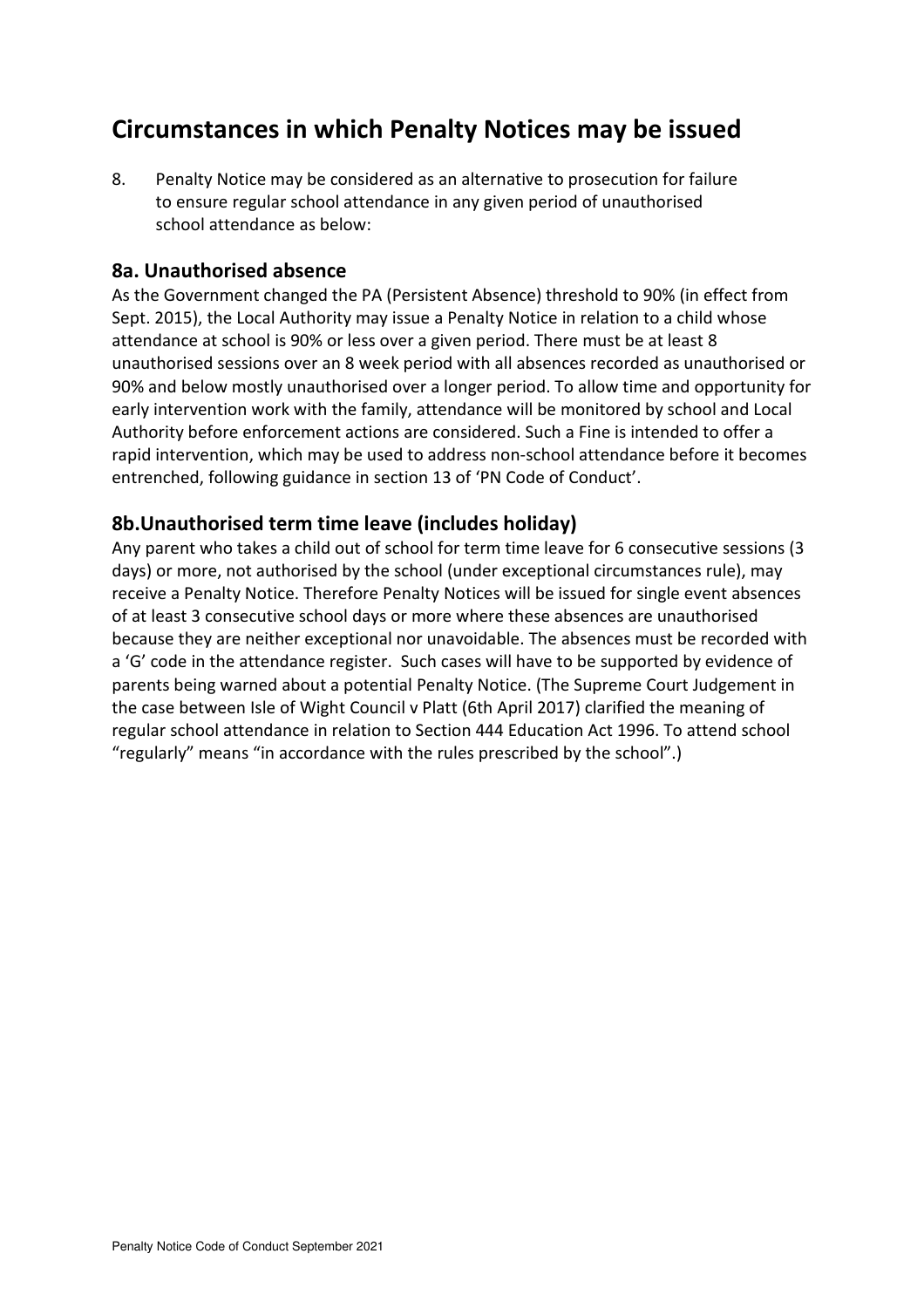# Circumstances in which Penalty Notices may be issued

8. Penalty Notice may be considered as an alternative to prosecution for failure to ensure regular school attendance in any given period of unauthorised school attendance as below:

## 8a. Unauthorised absence

As the Government changed the PA (Persistent Absence) threshold to 90% (in effect from Sept. 2015), the Local Authority may issue a Penalty Notice in relation to a child whose attendance at school is 90% or less over a given period. There must be at least 8 unauthorised sessions over an 8 week period with all absences recorded as unauthorised or 90% and below mostly unauthorised over a longer period. To allow time and opportunity for early intervention work with the family, attendance will be monitored by school and Local Authority before enforcement actions are considered. Such a Fine is intended to offer a rapid intervention, which may be used to address non-school attendance before it becomes entrenched, following guidance in section 13 of 'PN Code of Conduct'.

## 8b.Unauthorised term time leave (includes holiday)

Any parent who takes a child out of school for term time leave for 6 consecutive sessions (3 days) or more, not authorised by the school (under exceptional circumstances rule), may receive a Penalty Notice. Therefore Penalty Notices will be issued for single event absences of at least 3 consecutive school days or more where these absences are unauthorised because they are neither exceptional nor unavoidable. The absences must be recorded with a 'G' code in the attendance register. Such cases will have to be supported by evidence of parents being warned about a potential Penalty Notice. (The Supreme Court Judgement in the case between Isle of Wight Council v Platt (6th April 2017) clarified the meaning of regular school attendance in relation to Section 444 Education Act 1996. To attend school "regularly" means "in accordance with the rules prescribed by the school".)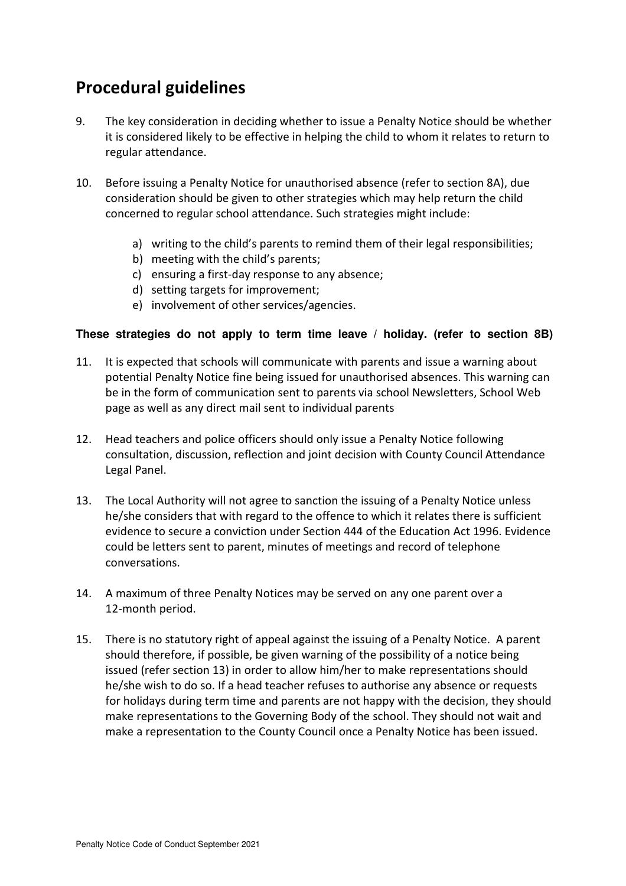## Procedural guidelines

9. The key consideration in deciding whether to issue a Penalty Notice should be whether it is considered likely to be effective in helping the child to whom it relates to return to regular attendance.

10. Before issuing a Penalty Notice for unauthorised absence (refer to section 8A), due consideration should be given to other strategies which may help return the child concerned to regular school attendance. Such strategies might include:

    a) writing to the child's parents to remind them of their legal responsibilities;
    b) meeting with the child's parents;
    c) ensuring a first-day response to any absence;
    d) setting targets for improvement;
    e) involvement of other services/agencies.

**These strategies do not apply to term time leave / holiday. (refer to section 8B)**

11. It is expected that schools will communicate with parents and issue a warning about potential Penalty Notice fine being issued for unauthorised absences. This warning can be in the form of communication sent to parents via school Newsletters, School Web page as well as any direct mail sent to individual parents

12. Head teachers and police officers should only issue a Penalty Notice following consultation, discussion, reflection and joint decision with County Council Attendance Legal Panel.

13. The Local Authority will not agree to sanction the issuing of a Penalty Notice unless he/she considers that with regard to the offence to which it relates there is sufficient evidence to secure a conviction under Section 444 of the Education Act 1996. Evidence could be letters sent to parent, minutes of meetings and record of telephone conversations.

14. A maximum of three Penalty Notices may be served on any one parent over a 12-month period.

15. There is no statutory right of appeal against the issuing of a Penalty Notice. A parent should therefore, if possible, be given warning of the possibility of a notice being issued (refer section 13) in order to allow him/her to make representations should he/she wish to do so. If a head teacher refuses to authorise any absence or requests for holidays during term time and parents are not happy with the decision, they should make representations to the Governing Body of the school. They should not wait and make a representation to the County Council once a Penalty Notice has been issued.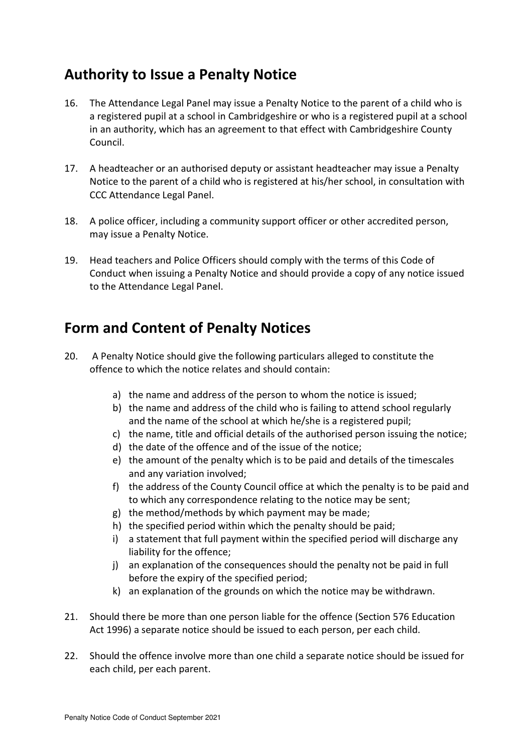## Authority to Issue a Penalty Notice

16. The Attendance Legal Panel may issue a Penalty Notice to the parent of a child who is a registered pupil at a school in Cambridgeshire or who is a registered pupil at a school in an authority, which has an agreement to that effect with Cambridgeshire County Council.

17. A headteacher or an authorised deputy or assistant headteacher may issue a Penalty Notice to the parent of a child who is registered at his/her school, in consultation with CCC Attendance Legal Panel.

18. A police officer, including a community support officer or other accredited person, may issue a Penalty Notice.

19. Head teachers and Police Officers should comply with the terms of this Code of Conduct when issuing a Penalty Notice and should provide a copy of any notice issued to the Attendance Legal Panel.

## Form and Content of Penalty Notices

20. A Penalty Notice should give the following particulars alleged to constitute the offence to which the notice relates and should contain:

    a) the name and address of the person to whom the notice is issued;
    b) the name and address of the child who is failing to attend school regularly and the name of the school at which he/she is a registered pupil;
    c) the name, title and official details of the authorised person issuing the notice;
    d) the date of the offence and of the issue of the notice;
    e) the amount of the penalty which is to be paid and details of the timescales and any variation involved;
    f) the address of the County Council office at which the penalty is to be paid and to which any correspondence relating to the notice may be sent;
    g) the method/methods by which payment may be made;
    h) the specified period within which the penalty should be paid;
    i) a statement that full payment within the specified period will discharge any liability for the offence;
    j) an explanation of the consequences should the penalty not be paid in full before the expiry of the specified period;
    k) an explanation of the grounds on which the notice may be withdrawn.

21. Should there be more than one person liable for the offence (Section 576 Education Act 1996) a separate notice should be issued to each person, per each child.

22. Should the offence involve more than one child a separate notice should be issued for each child, per each parent.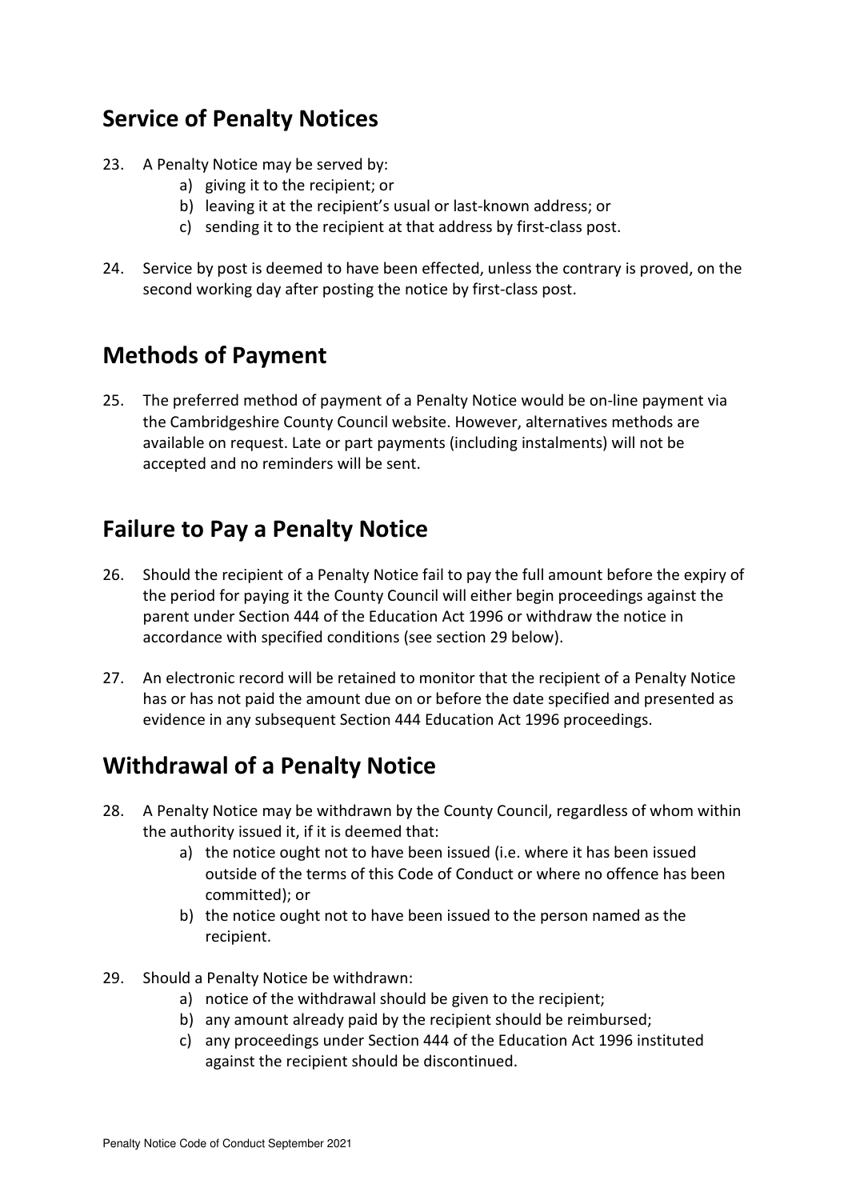## Service of Penalty Notices

23. A Penalty Notice may be served by:
    a) giving it to the recipient; or
    b) leaving it at the recipient's usual or last-known address; or
    c) sending it to the recipient at that address by first-class post.

24. Service by post is deemed to have been effected, unless the contrary is proved, on the second working day after posting the notice by first-class post.

## Methods of Payment

25. The preferred method of payment of a Penalty Notice would be on-line payment via the Cambridgeshire County Council website. However, alternatives methods are available on request. Late or part payments (including instalments) will not be accepted and no reminders will be sent.

## Failure to Pay a Penalty Notice

26. Should the recipient of a Penalty Notice fail to pay the full amount before the expiry of the period for paying it the County Council will either begin proceedings against the parent under Section 444 of the Education Act 1996 or withdraw the notice in accordance with specified conditions (see section 29 below).

27. An electronic record will be retained to monitor that the recipient of a Penalty Notice has or has not paid the amount due on or before the date specified and presented as evidence in any subsequent Section 444 Education Act 1996 proceedings.

## Withdrawal of a Penalty Notice

28. A Penalty Notice may be withdrawn by the County Council, regardless of whom within the authority issued it, if it is deemed that:
    a) the notice ought not to have been issued (i.e. where it has been issued outside of the terms of this Code of Conduct or where no offence has been committed); or
    b) the notice ought not to have been issued to the person named as the recipient.

29. Should a Penalty Notice be withdrawn:
    a) notice of the withdrawal should be given to the recipient;
    b) any amount already paid by the recipient should be reimbursed;
    c) any proceedings under Section 444 of the Education Act 1996 instituted against the recipient should be discontinued.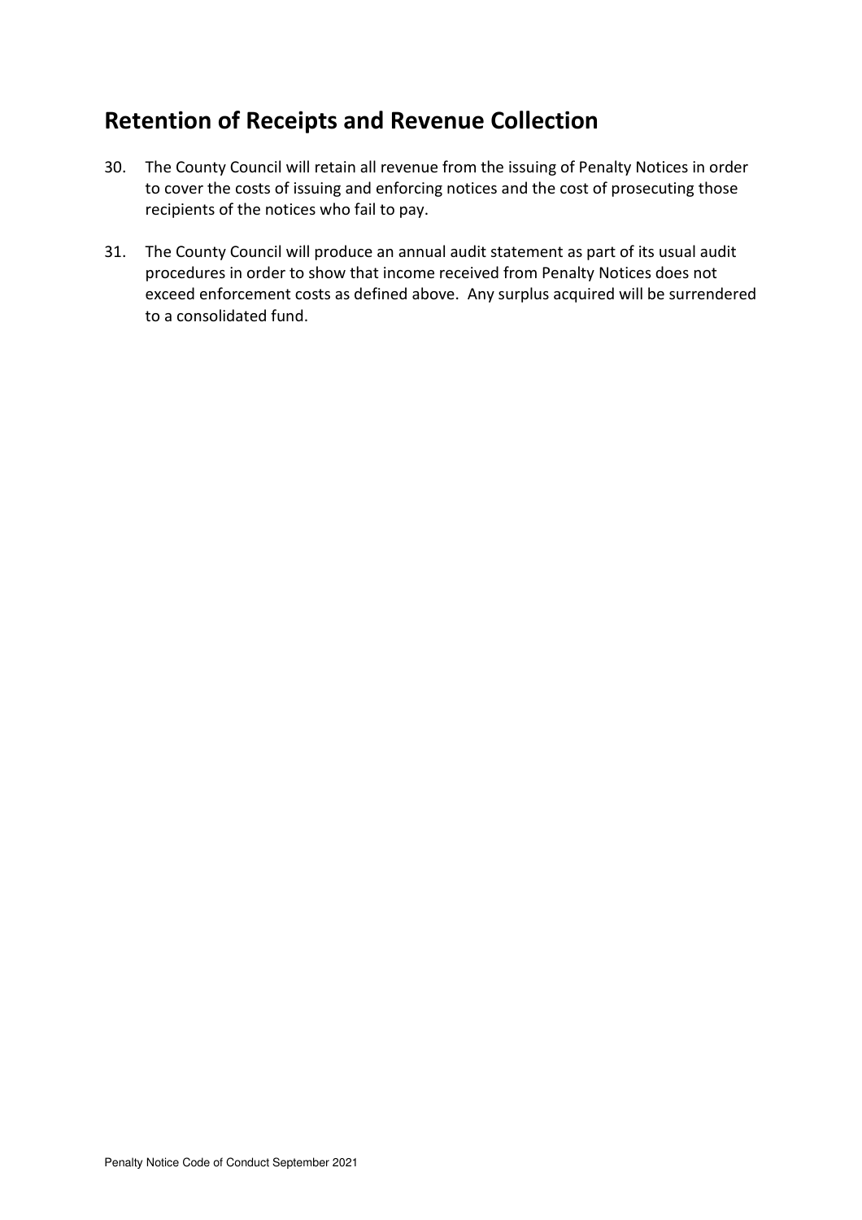## Retention of Receipts and Revenue Collection

30. The County Council will retain all revenue from the issuing of Penalty Notices in order to cover the costs of issuing and enforcing notices and the cost of prosecuting those recipients of the notices who fail to pay.

31. The County Council will produce an annual audit statement as part of its usual audit procedures in order to show that income received from Penalty Notices does not exceed enforcement costs as defined above. Any surplus acquired will be surrendered to a consolidated fund.